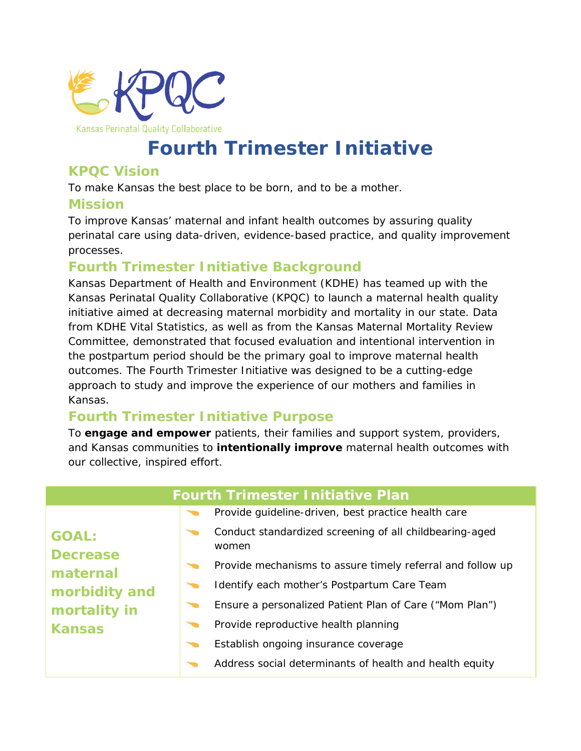Kansas Perinatal Quality Collaborative

# Fourth Trimester Initiative

## KPQC Vision

To make Kansas the best place to be born, and to be a mother.

## Mission

To improve Kansas' maternal and infant health outcomes by assuring quality perinatal care using data-driven, evidence-based practice, and quality improvement processes.

## Fourth Trimester Initiative Background

Kansas Department of Health and Environment (KDHE) has teamed up with the Kansas Perinatal Quality Collaborative (KPQC) to launch a maternal health quality initiative aimed at decreasing maternal morbidity and mortality in our state. Data from KDHE Vital Statistics, as well as from the Kansas Maternal Mortality Review Committee, demonstrated that focused evaluation and intentional intervention in the postpartum period should be the primary goal to improve maternal health outcomes. The Fourth Trimester Initiative was designed to be a cutting-edge approach to study and improve the experience of our mothers and families in Kansas.

## Fourth Trimester Initiative Purpose

To **engage and empower** patients, their families and support system, providers, and Kansas communities to **intentionally improve** maternal health outcomes with our collective, inspired effort.

| Fourth Trimester Initiative Plan | |
|---|---|
| **GOAL: Decrease maternal morbidity and mortality in Kansas** | - Provide guideline-driven, best practice health care<br>- Conduct standardized screening of all childbearing-aged women<br>- Provide mechanisms to assure timely referral and follow up<br>- Identify each mother's Postpartum Care Team<br>- Ensure a personalized Patient Plan of Care ("Mom Plan")<br>- Provide reproductive health planning<br>- Establish ongoing insurance coverage<br>- Address social determinants of health and health equity |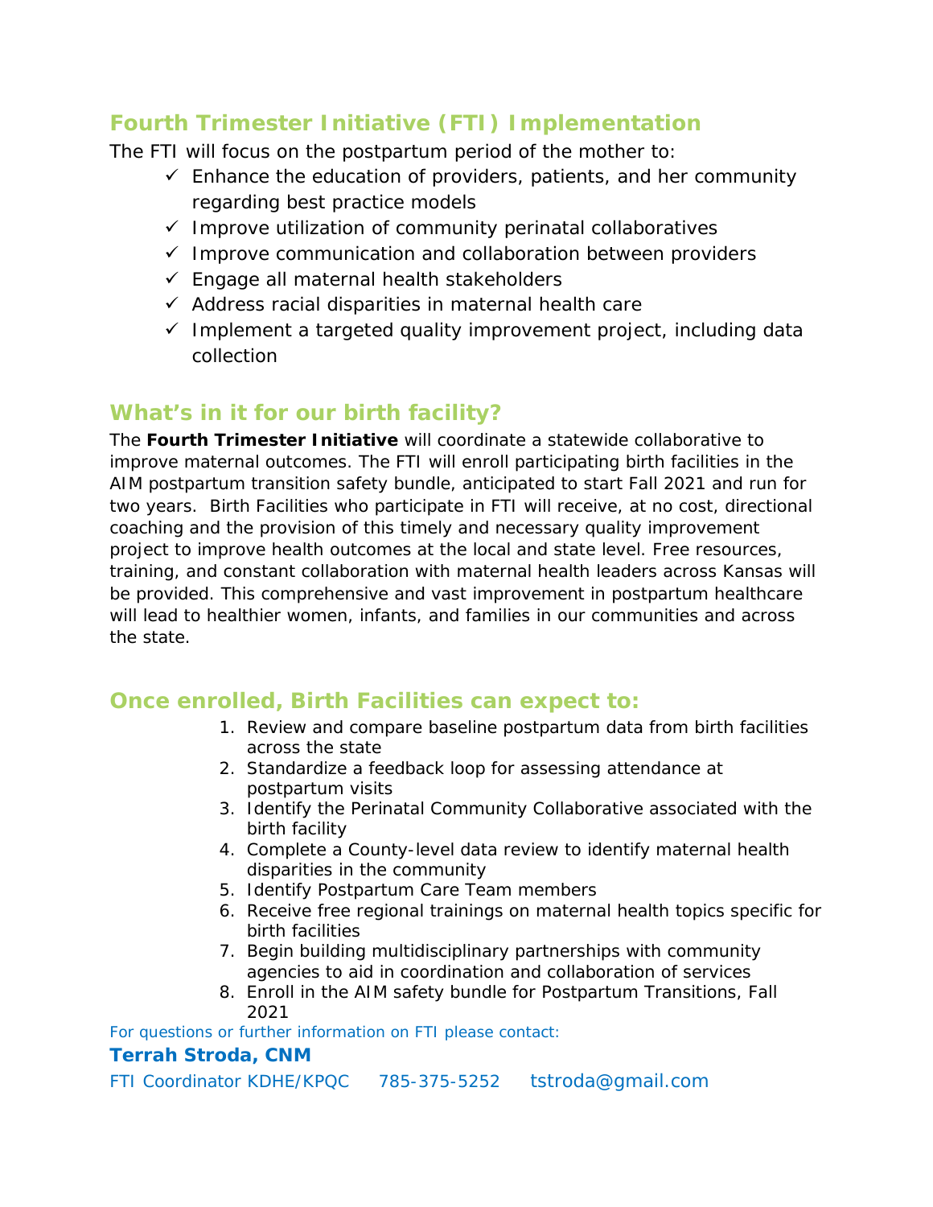## Fourth Trimester Initiative (FTI) Implementation

The FTI will focus on the postpartum period of the mother to:

- ✓ Enhance the education of providers, patients, and her community regarding best practice models
- ✓ Improve utilization of community perinatal collaboratives
- ✓ Improve communication and collaboration between providers
- ✓ Engage all maternal health stakeholders
- ✓ Address racial disparities in maternal health care
- ✓ Implement a targeted quality improvement project, including data collection

## What's in it for our birth facility?

The **Fourth Trimester Initiative** will coordinate a statewide collaborative to improve maternal outcomes. The FTI will enroll participating birth facilities in the AIM postpartum transition safety bundle, anticipated to start Fall 2021 and run for two years. Birth Facilities who participate in FTI will receive, at no cost, directional coaching and the provision of this timely and necessary quality improvement project to improve health outcomes at the local and state level. Free resources, training, and constant collaboration with maternal health leaders across Kansas will be provided. This comprehensive and vast improvement in postpartum healthcare will lead to healthier women, infants, and families in our communities and across the state.

## Once enrolled, Birth Facilities can expect to:

1. Review and compare baseline postpartum data from birth facilities across the state
2. Standardize a feedback loop for assessing attendance at postpartum visits
3. Identify the Perinatal Community Collaborative associated with the birth facility
4. Complete a County-level data review to identify maternal health disparities in the community
5. Identify Postpartum Care Team members
6. Receive free regional trainings on maternal health topics specific for birth facilities
7. Begin building multidisciplinary partnerships with community agencies to aid in coordination and collaboration of services
8. Enroll in the AIM safety bundle for Postpartum Transitions, Fall 2021

For questions or further information on FTI please contact:

**Terrah Stroda, CNM**

FTI Coordinator KDHE/KPQC 785-375-5252 tstroda@gmail.com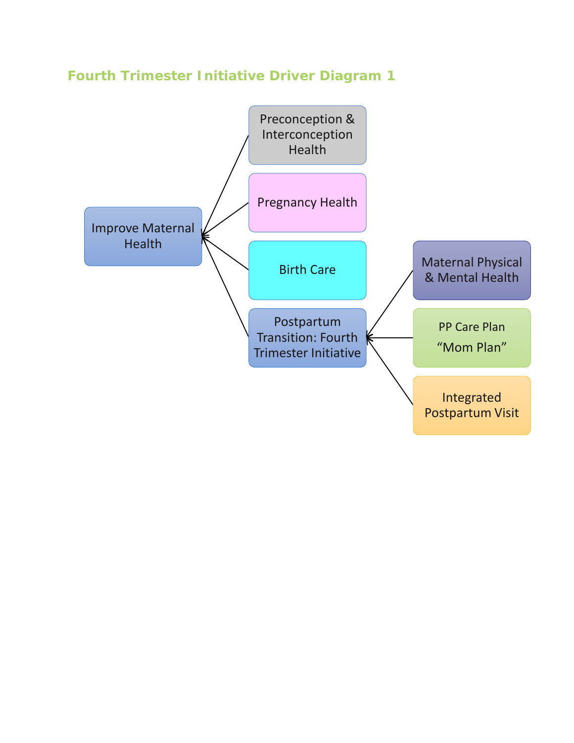## Fourth Trimester Initiative Driver Diagram 1

Improve Maternal Health

- Preconception & Interconception Health
- Pregnancy Health
- Birth Care
- Postpartum Transition: Fourth Trimester Initiative
  - Maternal Physical & Mental Health
  - PP Care Plan “Mom Plan”
  - Integrated Postpartum Visit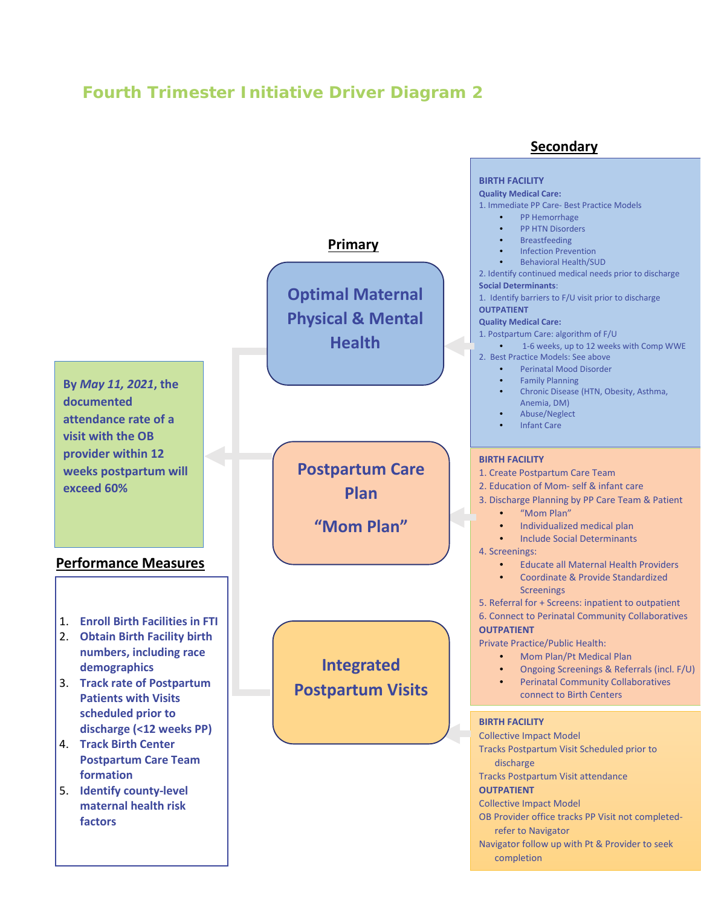# Fourth Trimester Initiative Driver Diagram 2

By *May 11, 2021*, the documented attendance rate of a visit with the OB provider within 12 weeks postpartum will exceed 60%

## Performance Measures

1. Enroll Birth Facilities in FTI
2. Obtain Birth Facility birth numbers, including race demographics
3. Track rate of Postpartum Patients with Visits scheduled prior to discharge (<12 weeks PP)
4. Track Birth Center Postpartum Care Team formation
5. Identify county-level maternal health risk factors

## Primary

### Optimal Maternal Physical & Mental Health

### Postpartum Care Plan "Mom Plan"

### Integrated Postpartum Visits

## Secondary

**Optimal Maternal Physical & Mental Health**

**BIRTH FACILITY**

**Quality Medical Care:**

1. Immediate PP Care- Best Practice Models
   - PP Hemorrhage
   - PP HTN Disorders
   - Breastfeeding
   - Infection Prevention
   - Behavioral Health/SUD
2. Identify continued medical needs prior to discharge

**Social Determinants**:

1. Identify barriers to F/U visit prior to discharge

**OUTPATIENT**

**Quality Medical Care:**

1. Postpartum Care: algorithm of F/U
   - 1-6 weeks, up to 12 weeks with Comp WWE
2. Best Practice Models: See above
   - Perinatal Mood Disorder
   - Family Planning
   - Chronic Disease (HTN, Obesity, Asthma, Anemia, DM)
   - Abuse/Neglect
   - Infant Care

**Postpartum Care Plan "Mom Plan"**

**BIRTH FACILITY**

1. Create Postpartum Care Team
2. Education of Mom- self & infant care
3. Discharge Planning by PP Care Team & Patient
   - "Mom Plan"
   - Individualized medical plan
   - Include Social Determinants
4. Screenings:
   - Educate all Maternal Health Providers
   - Coordinate & Provide Standardized Screenings
5. Referral for + Screens: inpatient to outpatient
6. Connect to Perinatal Community Collaboratives

**OUTPATIENT**

Private Practice/Public Health:

- Mom Plan/Pt Medical Plan
- Ongoing Screenings & Referrals (incl. F/U)
- Perinatal Community Collaboratives connect to Birth Centers

**Integrated Postpartum Visits**

**BIRTH FACILITY**

Collective Impact Model

Tracks Postpartum Visit Scheduled prior to discharge

Tracks Postpartum Visit attendance

**OUTPATIENT**

Collective Impact Model

OB Provider office tracks PP Visit not completed- refer to Navigator

Navigator follow up with Pt & Provider to seek completion